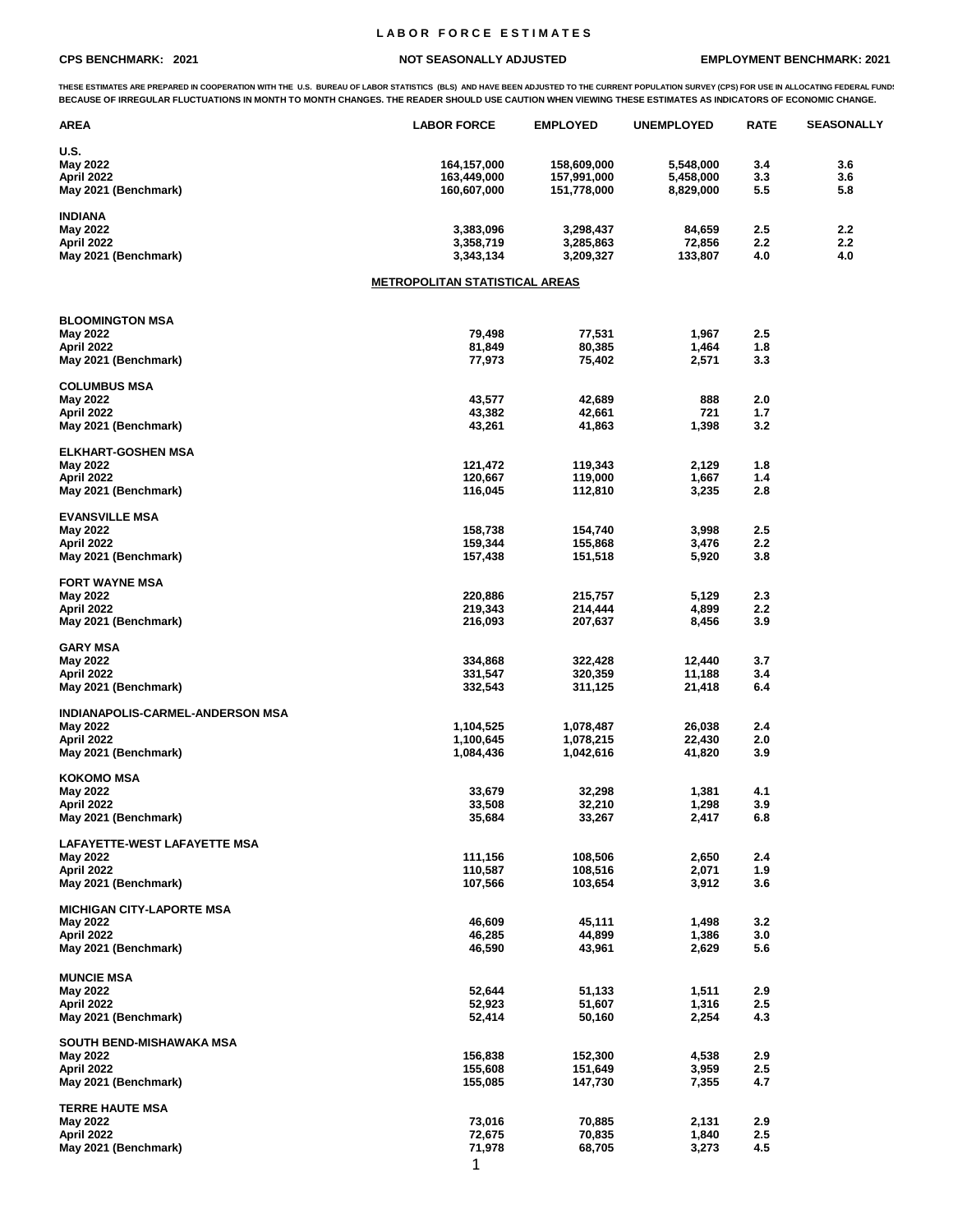# LABOR FORCE ESTIMATES

**CPS BENCHMARK: 2021** | **NOT SEASONALLY ADJUSTED** | **EMPLOYMENT BENCHMARK: 2021**

THESE ESTIMATES ARE PREPARED IN COOPERATION WITH THE U.S. BUREAU OF LABOR STATISTICS (BLS) AND HAVE BEEN ADJUSTED TO THE CURRENT POPULATION SURVEY (CPS) FOR USE IN ALLOCATING FEDERAL FUNDS BECAUSE OF IRREGULAR FLUCTUATIONS IN MONTH TO MONTH CHANGES. THE READER SHOULD USE CAUTION WHEN VIEWING THESE ESTIMATES AS INDICATORS OF ECONOMIC CHANGE.

| AREA | LABOR FORCE | EMPLOYED | UNEMPLOYED | RATE | SEASONALLY |
|---|---|---|---|---|---|
| **U.S.** | | | | | |
| May 2022 | 164,157,000 | 158,609,000 | 5,548,000 | 3.4 | 3.6 |
| April 2022 | 163,449,000 | 157,991,000 | 5,458,000 | 3.3 | 3.6 |
| May 2021 (Benchmark) | 160,607,000 | 151,778,000 | 8,829,000 | 5.5 | 5.8 |
| **INDIANA** | | | | | |
| May 2022 | 3,383,096 | 3,298,437 | 84,659 | 2.5 | 2.2 |
| April 2022 | 3,358,719 | 3,285,863 | 72,856 | 2.2 | 2.2 |
| May 2021 (Benchmark) | 3,343,134 | 3,209,327 | 133,807 | 4.0 | 4.0 |

## METROPOLITAN STATISTICAL AREAS

| AREA | LABOR FORCE | EMPLOYED | UNEMPLOYED | RATE |
|---|---|---|---|---|
| **BLOOMINGTON MSA** | | | | |
| May 2022 | 79,498 | 77,531 | 1,967 | 2.5 |
| April 2022 | 81,849 | 80,385 | 1,464 | 1.8 |
| May 2021 (Benchmark) | 77,973 | 75,402 | 2,571 | 3.3 |
| **COLUMBUS MSA** | | | | |
| May 2022 | 43,577 | 42,689 | 888 | 2.0 |
| April 2022 | 43,382 | 42,661 | 721 | 1.7 |
| May 2021 (Benchmark) | 43,261 | 41,863 | 1,398 | 3.2 |
| **ELKHART-GOSHEN MSA** | | | | |
| May 2022 | 121,472 | 119,343 | 2,129 | 1.8 |
| April 2022 | 120,667 | 119,000 | 1,667 | 1.4 |
| May 2021 (Benchmark) | 116,045 | 112,810 | 3,235 | 2.8 |
| **EVANSVILLE MSA** | | | | |
| May 2022 | 158,738 | 154,740 | 3,998 | 2.5 |
| April 2022 | 159,344 | 155,868 | 3,476 | 2.2 |
| May 2021 (Benchmark) | 157,438 | 151,518 | 5,920 | 3.8 |
| **FORT WAYNE MSA** | | | | |
| May 2022 | 220,886 | 215,757 | 5,129 | 2.3 |
| April 2022 | 219,343 | 214,444 | 4,899 | 2.2 |
| May 2021 (Benchmark) | 216,093 | 207,637 | 8,456 | 3.9 |
| **GARY MSA** | | | | |
| May 2022 | 334,868 | 322,428 | 12,440 | 3.7 |
| April 2022 | 331,547 | 320,359 | 11,188 | 3.4 |
| May 2021 (Benchmark) | 332,543 | 311,125 | 21,418 | 6.4 |
| **INDIANAPOLIS-CARMEL-ANDERSON MSA** | | | | |
| May 2022 | 1,104,525 | 1,078,487 | 26,038 | 2.4 |
| April 2022 | 1,100,645 | 1,078,215 | 22,430 | 2.0 |
| May 2021 (Benchmark) | 1,084,436 | 1,042,616 | 41,820 | 3.9 |
| **KOKOMO MSA** | | | | |
| May 2022 | 33,679 | 32,298 | 1,381 | 4.1 |
| April 2022 | 33,508 | 32,210 | 1,298 | 3.9 |
| May 2021 (Benchmark) | 35,684 | 33,267 | 2,417 | 6.8 |
| **LAFAYETTE-WEST LAFAYETTE MSA** | | | | |
| May 2022 | 111,156 | 108,506 | 2,650 | 2.4 |
| April 2022 | 110,587 | 108,516 | 2,071 | 1.9 |
| May 2021 (Benchmark) | 107,566 | 103,654 | 3,912 | 3.6 |
| **MICHIGAN CITY-LAPORTE MSA** | | | | |
| May 2022 | 46,609 | 45,111 | 1,498 | 3.2 |
| April 2022 | 46,285 | 44,899 | 1,386 | 3.0 |
| May 2021 (Benchmark) | 46,590 | 43,961 | 2,629 | 5.6 |
| **MUNCIE MSA** | | | | |
| May 2022 | 52,644 | 51,133 | 1,511 | 2.9 |
| April 2022 | 52,923 | 51,607 | 1,316 | 2.5 |
| May 2021 (Benchmark) | 52,414 | 50,160 | 2,254 | 4.3 |
| **SOUTH BEND-MISHAWAKA MSA** | | | | |
| May 2022 | 156,838 | 152,300 | 4,538 | 2.9 |
| April 2022 | 155,608 | 151,649 | 3,959 | 2.5 |
| May 2021 (Benchmark) | 155,085 | 147,730 | 7,355 | 4.7 |
| **TERRE HAUTE MSA** | | | | |
| May 2022 | 73,016 | 70,885 | 2,131 | 2.9 |
| April 2022 | 72,675 | 70,835 | 1,840 | 2.5 |
| May 2021 (Benchmark) | 71,978 | 68,705 | 3,273 | 4.5 |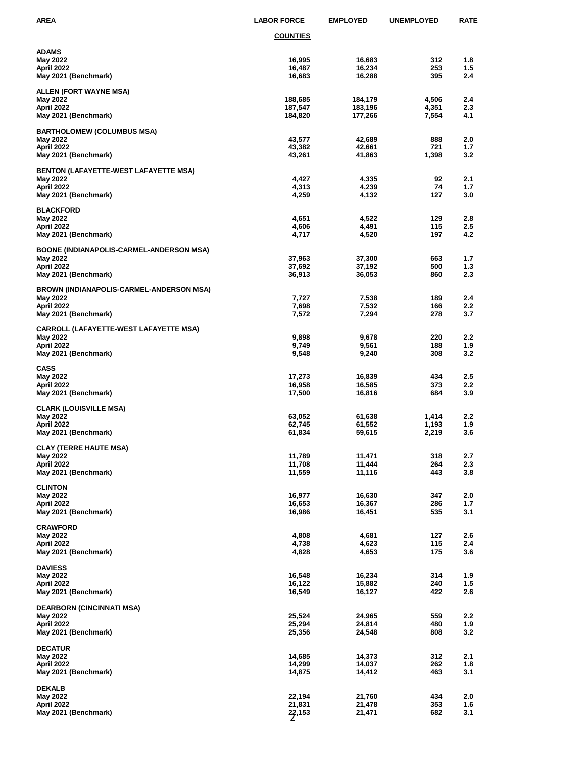| AREA | LABOR FORCE | EMPLOYED | UNEMPLOYED | RATE |
|---|---|---|---|---|
| | **COUNTIES** | | | |
| **ADAMS** | | | | |
| May 2022 | 16,995 | 16,683 | 312 | 1.8 |
| April 2022 | 16,487 | 16,234 | 253 | 1.5 |
| May 2021 (Benchmark) | 16,683 | 16,288 | 395 | 2.4 |
| **ALLEN (FORT WAYNE MSA)** | | | | |
| May 2022 | 188,685 | 184,179 | 4,506 | 2.4 |
| April 2022 | 187,547 | 183,196 | 4,351 | 2.3 |
| May 2021 (Benchmark) | 184,820 | 177,266 | 7,554 | 4.1 |
| **BARTHOLOMEW (COLUMBUS MSA)** | | | | |
| May 2022 | 43,577 | 42,689 | 888 | 2.0 |
| April 2022 | 43,382 | 42,661 | 721 | 1.7 |
| May 2021 (Benchmark) | 43,261 | 41,863 | 1,398 | 3.2 |
| **BENTON (LAFAYETTE-WEST LAFAYETTE MSA)** | | | | |
| May 2022 | 4,427 | 4,335 | 92 | 2.1 |
| April 2022 | 4,313 | 4,239 | 74 | 1.7 |
| May 2021 (Benchmark) | 4,259 | 4,132 | 127 | 3.0 |
| **BLACKFORD** | | | | |
| May 2022 | 4,651 | 4,522 | 129 | 2.8 |
| April 2022 | 4,606 | 4,491 | 115 | 2.5 |
| May 2021 (Benchmark) | 4,717 | 4,520 | 197 | 4.2 |
| **BOONE (INDIANAPOLIS-CARMEL-ANDERSON MSA)** | | | | |
| May 2022 | 37,963 | 37,300 | 663 | 1.7 |
| April 2022 | 37,692 | 37,192 | 500 | 1.3 |
| May 2021 (Benchmark) | 36,913 | 36,053 | 860 | 2.3 |
| **BROWN (INDIANAPOLIS-CARMEL-ANDERSON MSA)** | | | | |
| May 2022 | 7,727 | 7,538 | 189 | 2.4 |
| April 2022 | 7,698 | 7,532 | 166 | 2.2 |
| May 2021 (Benchmark) | 7,572 | 7,294 | 278 | 3.7 |
| **CARROLL (LAFAYETTE-WEST LAFAYETTE MSA)** | | | | |
| May 2022 | 9,898 | 9,678 | 220 | 2.2 |
| April 2022 | 9,749 | 9,561 | 188 | 1.9 |
| May 2021 (Benchmark) | 9,548 | 9,240 | 308 | 3.2 |
| **CASS** | | | | |
| May 2022 | 17,273 | 16,839 | 434 | 2.5 |
| April 2022 | 16,958 | 16,585 | 373 | 2.2 |
| May 2021 (Benchmark) | 17,500 | 16,816 | 684 | 3.9 |
| **CLARK (LOUISVILLE MSA)** | | | | |
| May 2022 | 63,052 | 61,638 | 1,414 | 2.2 |
| April 2022 | 62,745 | 61,552 | 1,193 | 1.9 |
| May 2021 (Benchmark) | 61,834 | 59,615 | 2,219 | 3.6 |
| **CLAY (TERRE HAUTE MSA)** | | | | |
| May 2022 | 11,789 | 11,471 | 318 | 2.7 |
| April 2022 | 11,708 | 11,444 | 264 | 2.3 |
| May 2021 (Benchmark) | 11,559 | 11,116 | 443 | 3.8 |
| **CLINTON** | | | | |
| May 2022 | 16,977 | 16,630 | 347 | 2.0 |
| April 2022 | 16,653 | 16,367 | 286 | 1.7 |
| May 2021 (Benchmark) | 16,986 | 16,451 | 535 | 3.1 |
| **CRAWFORD** | | | | |
| May 2022 | 4,808 | 4,681 | 127 | 2.6 |
| April 2022 | 4,738 | 4,623 | 115 | 2.4 |
| May 2021 (Benchmark) | 4,828 | 4,653 | 175 | 3.6 |
| **DAVIESS** | | | | |
| May 2022 | 16,548 | 16,234 | 314 | 1.9 |
| April 2022 | 16,122 | 15,882 | 240 | 1.5 |
| May 2021 (Benchmark) | 16,549 | 16,127 | 422 | 2.6 |
| **DEARBORN (CINCINNATI MSA)** | | | | |
| May 2022 | 25,524 | 24,965 | 559 | 2.2 |
| April 2022 | 25,294 | 24,814 | 480 | 1.9 |
| May 2021 (Benchmark) | 25,356 | 24,548 | 808 | 3.2 |
| **DECATUR** | | | | |
| May 2022 | 14,685 | 14,373 | 312 | 2.1 |
| April 2022 | 14,299 | 14,037 | 262 | 1.8 |
| May 2021 (Benchmark) | 14,875 | 14,412 | 463 | 3.1 |
| **DEKALB** | | | | |
| May 2022 | 22,194 | 21,760 | 434 | 2.0 |
| April 2022 | 21,831 | 21,478 | 353 | 1.6 |
| May 2021 (Benchmark) | 22,153 | 21,471 | 682 | 3.1 |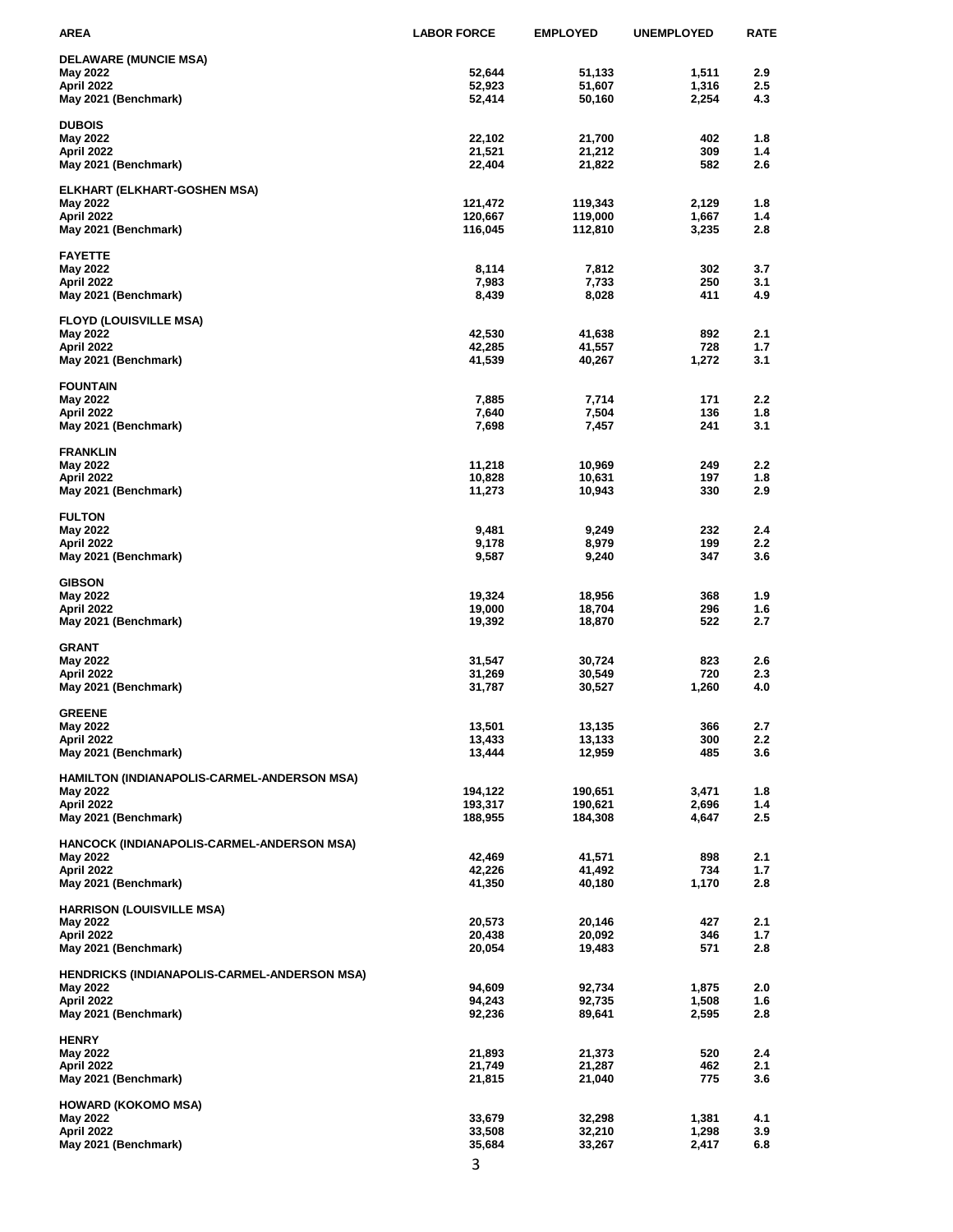| AREA | LABOR FORCE | EMPLOYED | UNEMPLOYED | RATE |
|---|---|---|---|---|
| **DELAWARE (MUNCIE MSA)** | | | | |
| May 2022 | 52,644 | 51,133 | 1,511 | 2.9 |
| April 2022 | 52,923 | 51,607 | 1,316 | 2.5 |
| May 2021 (Benchmark) | 52,414 | 50,160 | 2,254 | 4.3 |
| **DUBOIS** | | | | |
| May 2022 | 22,102 | 21,700 | 402 | 1.8 |
| April 2022 | 21,521 | 21,212 | 309 | 1.4 |
| May 2021 (Benchmark) | 22,404 | 21,822 | 582 | 2.6 |
| **ELKHART (ELKHART-GOSHEN MSA)** | | | | |
| May 2022 | 121,472 | 119,343 | 2,129 | 1.8 |
| April 2022 | 120,667 | 119,000 | 1,667 | 1.4 |
| May 2021 (Benchmark) | 116,045 | 112,810 | 3,235 | 2.8 |
| **FAYETTE** | | | | |
| May 2022 | 8,114 | 7,812 | 302 | 3.7 |
| April 2022 | 7,983 | 7,733 | 250 | 3.1 |
| May 2021 (Benchmark) | 8,439 | 8,028 | 411 | 4.9 |
| **FLOYD (LOUISVILLE MSA)** | | | | |
| May 2022 | 42,530 | 41,638 | 892 | 2.1 |
| April 2022 | 42,285 | 41,557 | 728 | 1.7 |
| May 2021 (Benchmark) | 41,539 | 40,267 | 1,272 | 3.1 |
| **FOUNTAIN** | | | | |
| May 2022 | 7,885 | 7,714 | 171 | 2.2 |
| April 2022 | 7,640 | 7,504 | 136 | 1.8 |
| May 2021 (Benchmark) | 7,698 | 7,457 | 241 | 3.1 |
| **FRANKLIN** | | | | |
| May 2022 | 11,218 | 10,969 | 249 | 2.2 |
| April 2022 | 10,828 | 10,631 | 197 | 1.8 |
| May 2021 (Benchmark) | 11,273 | 10,943 | 330 | 2.9 |
| **FULTON** | | | | |
| May 2022 | 9,481 | 9,249 | 232 | 2.4 |
| April 2022 | 9,178 | 8,979 | 199 | 2.2 |
| May 2021 (Benchmark) | 9,587 | 9,240 | 347 | 3.6 |
| **GIBSON** | | | | |
| May 2022 | 19,324 | 18,956 | 368 | 1.9 |
| April 2022 | 19,000 | 18,704 | 296 | 1.6 |
| May 2021 (Benchmark) | 19,392 | 18,870 | 522 | 2.7 |
| **GRANT** | | | | |
| May 2022 | 31,547 | 30,724 | 823 | 2.6 |
| April 2022 | 31,269 | 30,549 | 720 | 2.3 |
| May 2021 (Benchmark) | 31,787 | 30,527 | 1,260 | 4.0 |
| **GREENE** | | | | |
| May 2022 | 13,501 | 13,135 | 366 | 2.7 |
| April 2022 | 13,433 | 13,133 | 300 | 2.2 |
| May 2021 (Benchmark) | 13,444 | 12,959 | 485 | 3.6 |
| **HAMILTON (INDIANAPOLIS-CARMEL-ANDERSON MSA)** | | | | |
| May 2022 | 194,122 | 190,651 | 3,471 | 1.8 |
| April 2022 | 193,317 | 190,621 | 2,696 | 1.4 |
| May 2021 (Benchmark) | 188,955 | 184,308 | 4,647 | 2.5 |
| **HANCOCK (INDIANAPOLIS-CARMEL-ANDERSON MSA)** | | | | |
| May 2022 | 42,469 | 41,571 | 898 | 2.1 |
| April 2022 | 42,226 | 41,492 | 734 | 1.7 |
| May 2021 (Benchmark) | 41,350 | 40,180 | 1,170 | 2.8 |
| **HARRISON (LOUISVILLE MSA)** | | | | |
| May 2022 | 20,573 | 20,146 | 427 | 2.1 |
| April 2022 | 20,438 | 20,092 | 346 | 1.7 |
| May 2021 (Benchmark) | 20,054 | 19,483 | 571 | 2.8 |
| **HENDRICKS (INDIANAPOLIS-CARMEL-ANDERSON MSA)** | | | | |
| May 2022 | 94,609 | 92,734 | 1,875 | 2.0 |
| April 2022 | 94,243 | 92,735 | 1,508 | 1.6 |
| May 2021 (Benchmark) | 92,236 | 89,641 | 2,595 | 2.8 |
| **HENRY** | | | | |
| May 2022 | 21,893 | 21,373 | 520 | 2.4 |
| April 2022 | 21,749 | 21,287 | 462 | 2.1 |
| May 2021 (Benchmark) | 21,815 | 21,040 | 775 | 3.6 |
| **HOWARD (KOKOMO MSA)** | | | | |
| May 2022 | 33,679 | 32,298 | 1,381 | 4.1 |
| April 2022 | 33,508 | 32,210 | 1,298 | 3.9 |
| May 2021 (Benchmark) | 35,684 | 33,267 | 2,417 | 6.8 |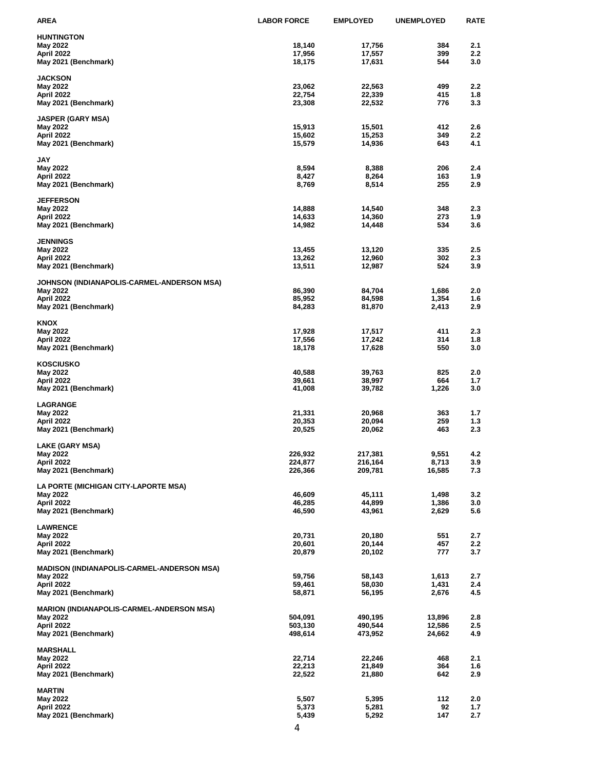| AREA | LABOR FORCE | EMPLOYED | UNEMPLOYED | RATE |
|---|---|---|---|---|
| **HUNTINGTON** | | | | |
| May 2022 | 18,140 | 17,756 | 384 | 2.1 |
| April 2022 | 17,956 | 17,557 | 399 | 2.2 |
| May 2021 (Benchmark) | 18,175 | 17,631 | 544 | 3.0 |
| **JACKSON** | | | | |
| May 2022 | 23,062 | 22,563 | 499 | 2.2 |
| April 2022 | 22,754 | 22,339 | 415 | 1.8 |
| May 2021 (Benchmark) | 23,308 | 22,532 | 776 | 3.3 |
| **JASPER (GARY MSA)** | | | | |
| May 2022 | 15,913 | 15,501 | 412 | 2.6 |
| April 2022 | 15,602 | 15,253 | 349 | 2.2 |
| May 2021 (Benchmark) | 15,579 | 14,936 | 643 | 4.1 |
| **JAY** | | | | |
| May 2022 | 8,594 | 8,388 | 206 | 2.4 |
| April 2022 | 8,427 | 8,264 | 163 | 1.9 |
| May 2021 (Benchmark) | 8,769 | 8,514 | 255 | 2.9 |
| **JEFFERSON** | | | | |
| May 2022 | 14,888 | 14,540 | 348 | 2.3 |
| April 2022 | 14,633 | 14,360 | 273 | 1.9 |
| May 2021 (Benchmark) | 14,982 | 14,448 | 534 | 3.6 |
| **JENNINGS** | | | | |
| May 2022 | 13,455 | 13,120 | 335 | 2.5 |
| April 2022 | 13,262 | 12,960 | 302 | 2.3 |
| May 2021 (Benchmark) | 13,511 | 12,987 | 524 | 3.9 |
| **JOHNSON (INDIANAPOLIS-CARMEL-ANDERSON MSA)** | | | | |
| May 2022 | 86,390 | 84,704 | 1,686 | 2.0 |
| April 2022 | 85,952 | 84,598 | 1,354 | 1.6 |
| May 2021 (Benchmark) | 84,283 | 81,870 | 2,413 | 2.9 |
| **KNOX** | | | | |
| May 2022 | 17,928 | 17,517 | 411 | 2.3 |
| April 2022 | 17,556 | 17,242 | 314 | 1.8 |
| May 2021 (Benchmark) | 18,178 | 17,628 | 550 | 3.0 |
| **KOSCIUSKO** | | | | |
| May 2022 | 40,588 | 39,763 | 825 | 2.0 |
| April 2022 | 39,661 | 38,997 | 664 | 1.7 |
| May 2021 (Benchmark) | 41,008 | 39,782 | 1,226 | 3.0 |
| **LAGRANGE** | | | | |
| May 2022 | 21,331 | 20,968 | 363 | 1.7 |
| April 2022 | 20,353 | 20,094 | 259 | 1.3 |
| May 2021 (Benchmark) | 20,525 | 20,062 | 463 | 2.3 |
| **LAKE (GARY MSA)** | | | | |
| May 2022 | 226,932 | 217,381 | 9,551 | 4.2 |
| April 2022 | 224,877 | 216,164 | 8,713 | 3.9 |
| May 2021 (Benchmark) | 226,366 | 209,781 | 16,585 | 7.3 |
| **LA PORTE (MICHIGAN CITY-LAPORTE MSA)** | | | | |
| May 2022 | 46,609 | 45,111 | 1,498 | 3.2 |
| April 2022 | 46,285 | 44,899 | 1,386 | 3.0 |
| May 2021 (Benchmark) | 46,590 | 43,961 | 2,629 | 5.6 |
| **LAWRENCE** | | | | |
| May 2022 | 20,731 | 20,180 | 551 | 2.7 |
| April 2022 | 20,601 | 20,144 | 457 | 2.2 |
| May 2021 (Benchmark) | 20,879 | 20,102 | 777 | 3.7 |
| **MADISON (INDIANAPOLIS-CARMEL-ANDERSON MSA)** | | | | |
| May 2022 | 59,756 | 58,143 | 1,613 | 2.7 |
| April 2022 | 59,461 | 58,030 | 1,431 | 2.4 |
| May 2021 (Benchmark) | 58,871 | 56,195 | 2,676 | 4.5 |
| **MARION (INDIANAPOLIS-CARMEL-ANDERSON MSA)** | | | | |
| May 2022 | 504,091 | 490,195 | 13,896 | 2.8 |
| April 2022 | 503,130 | 490,544 | 12,586 | 2.5 |
| May 2021 (Benchmark) | 498,614 | 473,952 | 24,662 | 4.9 |
| **MARSHALL** | | | | |
| May 2022 | 22,714 | 22,246 | 468 | 2.1 |
| April 2022 | 22,213 | 21,849 | 364 | 1.6 |
| May 2021 (Benchmark) | 22,522 | 21,880 | 642 | 2.9 |
| **MARTIN** | | | | |
| May 2022 | 5,507 | 5,395 | 112 | 2.0 |
| April 2022 | 5,373 | 5,281 | 92 | 1.7 |
| May 2021 (Benchmark) | 5,439 | 5,292 | 147 | 2.7 |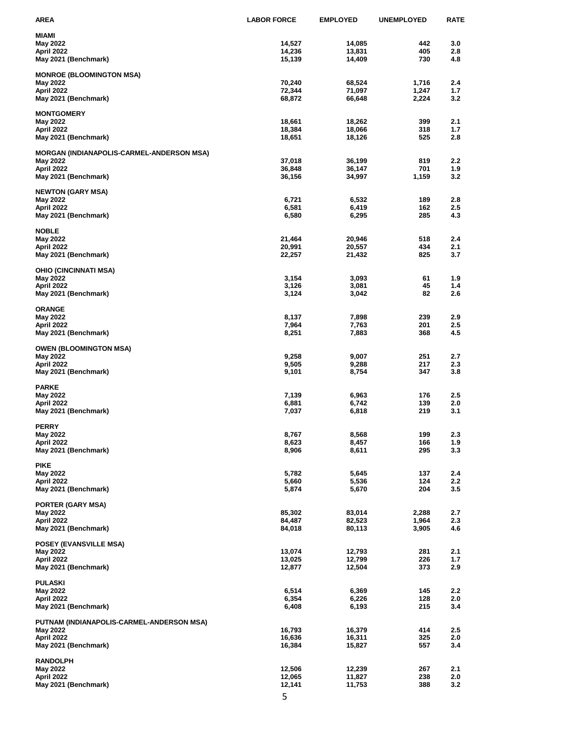| AREA | LABOR FORCE | EMPLOYED | UNEMPLOYED | RATE |
|---|---|---|---|---|
| **MIAMI** | | | | |
| May 2022 | 14,527 | 14,085 | 442 | 3.0 |
| April 2022 | 14,236 | 13,831 | 405 | 2.8 |
| May 2021 (Benchmark) | 15,139 | 14,409 | 730 | 4.8 |
| **MONROE (BLOOMINGTON MSA)** | | | | |
| May 2022 | 70,240 | 68,524 | 1,716 | 2.4 |
| April 2022 | 72,344 | 71,097 | 1,247 | 1.7 |
| May 2021 (Benchmark) | 68,872 | 66,648 | 2,224 | 3.2 |
| **MONTGOMERY** | | | | |
| May 2022 | 18,661 | 18,262 | 399 | 2.1 |
| April 2022 | 18,384 | 18,066 | 318 | 1.7 |
| May 2021 (Benchmark) | 18,651 | 18,126 | 525 | 2.8 |
| **MORGAN (INDIANAPOLIS-CARMEL-ANDERSON MSA)** | | | | |
| May 2022 | 37,018 | 36,199 | 819 | 2.2 |
| April 2022 | 36,848 | 36,147 | 701 | 1.9 |
| May 2021 (Benchmark) | 36,156 | 34,997 | 1,159 | 3.2 |
| **NEWTON (GARY MSA)** | | | | |
| May 2022 | 6,721 | 6,532 | 189 | 2.8 |
| April 2022 | 6,581 | 6,419 | 162 | 2.5 |
| May 2021 (Benchmark) | 6,580 | 6,295 | 285 | 4.3 |
| **NOBLE** | | | | |
| May 2022 | 21,464 | 20,946 | 518 | 2.4 |
| April 2022 | 20,991 | 20,557 | 434 | 2.1 |
| May 2021 (Benchmark) | 22,257 | 21,432 | 825 | 3.7 |
| **OHIO (CINCINNATI MSA)** | | | | |
| May 2022 | 3,154 | 3,093 | 61 | 1.9 |
| April 2022 | 3,126 | 3,081 | 45 | 1.4 |
| May 2021 (Benchmark) | 3,124 | 3,042 | 82 | 2.6 |
| **ORANGE** | | | | |
| May 2022 | 8,137 | 7,898 | 239 | 2.9 |
| April 2022 | 7,964 | 7,763 | 201 | 2.5 |
| May 2021 (Benchmark) | 8,251 | 7,883 | 368 | 4.5 |
| **OWEN (BLOOMINGTON MSA)** | | | | |
| May 2022 | 9,258 | 9,007 | 251 | 2.7 |
| April 2022 | 9,505 | 9,288 | 217 | 2.3 |
| May 2021 (Benchmark) | 9,101 | 8,754 | 347 | 3.8 |
| **PARKE** | | | | |
| May 2022 | 7,139 | 6,963 | 176 | 2.5 |
| April 2022 | 6,881 | 6,742 | 139 | 2.0 |
| May 2021 (Benchmark) | 7,037 | 6,818 | 219 | 3.1 |
| **PERRY** | | | | |
| May 2022 | 8,767 | 8,568 | 199 | 2.3 |
| April 2022 | 8,623 | 8,457 | 166 | 1.9 |
| May 2021 (Benchmark) | 8,906 | 8,611 | 295 | 3.3 |
| **PIKE** | | | | |
| May 2022 | 5,782 | 5,645 | 137 | 2.4 |
| April 2022 | 5,660 | 5,536 | 124 | 2.2 |
| May 2021 (Benchmark) | 5,874 | 5,670 | 204 | 3.5 |
| **PORTER (GARY MSA)** | | | | |
| May 2022 | 85,302 | 83,014 | 2,288 | 2.7 |
| April 2022 | 84,487 | 82,523 | 1,964 | 2.3 |
| May 2021 (Benchmark) | 84,018 | 80,113 | 3,905 | 4.6 |
| **POSEY (EVANSVILLE MSA)** | | | | |
| May 2022 | 13,074 | 12,793 | 281 | 2.1 |
| April 2022 | 13,025 | 12,799 | 226 | 1.7 |
| May 2021 (Benchmark) | 12,877 | 12,504 | 373 | 2.9 |
| **PULASKI** | | | | |
| May 2022 | 6,514 | 6,369 | 145 | 2.2 |
| April 2022 | 6,354 | 6,226 | 128 | 2.0 |
| May 2021 (Benchmark) | 6,408 | 6,193 | 215 | 3.4 |
| **PUTNAM (INDIANAPOLIS-CARMEL-ANDERSON MSA)** | | | | |
| May 2022 | 16,793 | 16,379 | 414 | 2.5 |
| April 2022 | 16,636 | 16,311 | 325 | 2.0 |
| May 2021 (Benchmark) | 16,384 | 15,827 | 557 | 3.4 |
| **RANDOLPH** | | | | |
| May 2022 | 12,506 | 12,239 | 267 | 2.1 |
| April 2022 | 12,065 | 11,827 | 238 | 2.0 |
| May 2021 (Benchmark) | 12,141 | 11,753 | 388 | 3.2 |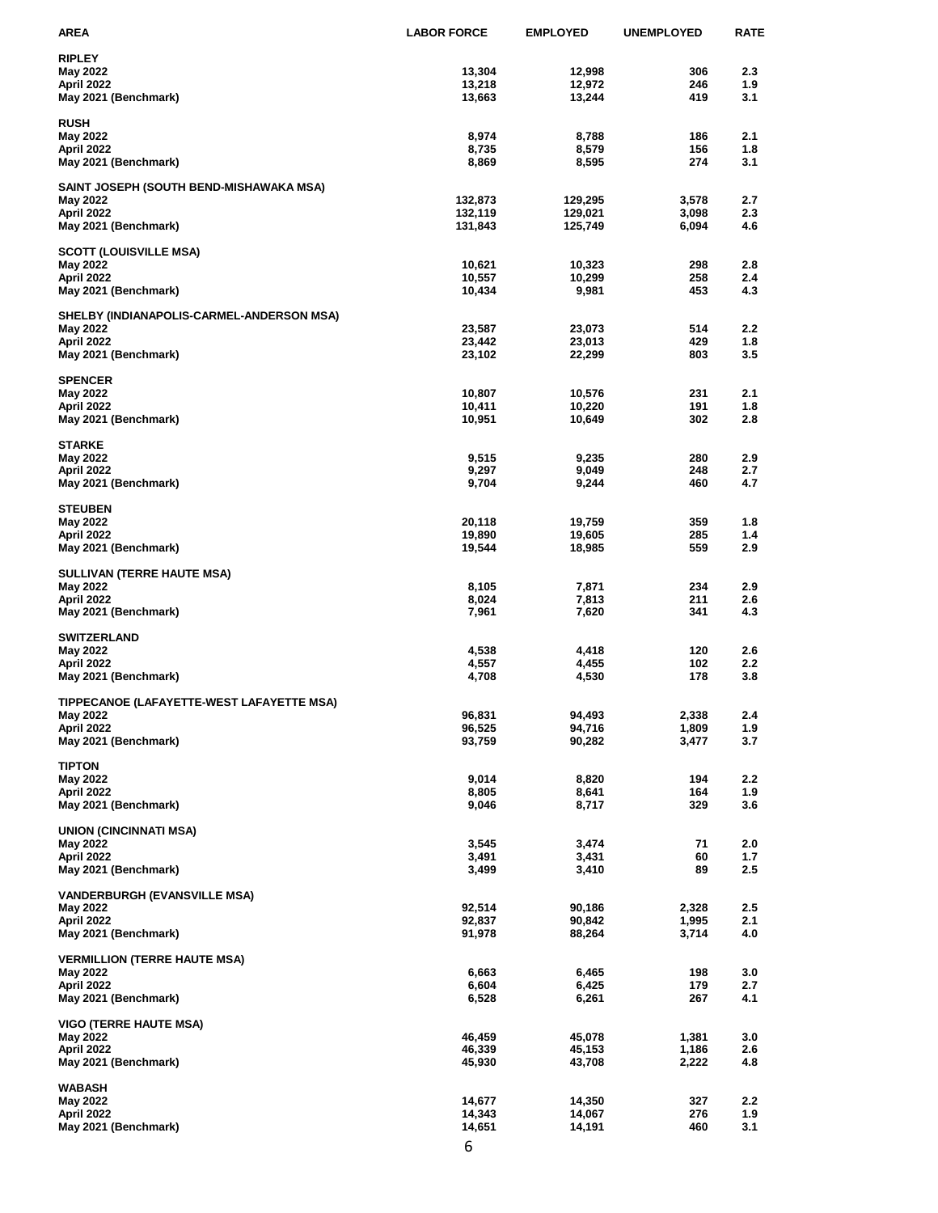| AREA | LABOR FORCE | EMPLOYED | UNEMPLOYED | RATE |
|---|---|---|---|---|
| **RIPLEY** | | | | |
| May 2022 | 13,304 | 12,998 | 306 | 2.3 |
| April 2022 | 13,218 | 12,972 | 246 | 1.9 |
| May 2021 (Benchmark) | 13,663 | 13,244 | 419 | 3.1 |
| **RUSH** | | | | |
| May 2022 | 8,974 | 8,788 | 186 | 2.1 |
| April 2022 | 8,735 | 8,579 | 156 | 1.8 |
| May 2021 (Benchmark) | 8,869 | 8,595 | 274 | 3.1 |
| **SAINT JOSEPH (SOUTH BEND-MISHAWAKA MSA)** | | | | |
| May 2022 | 132,873 | 129,295 | 3,578 | 2.7 |
| April 2022 | 132,119 | 129,021 | 3,098 | 2.3 |
| May 2021 (Benchmark) | 131,843 | 125,749 | 6,094 | 4.6 |
| **SCOTT (LOUISVILLE MSA)** | | | | |
| May 2022 | 10,621 | 10,323 | 298 | 2.8 |
| April 2022 | 10,557 | 10,299 | 258 | 2.4 |
| May 2021 (Benchmark) | 10,434 | 9,981 | 453 | 4.3 |
| **SHELBY (INDIANAPOLIS-CARMEL-ANDERSON MSA)** | | | | |
| May 2022 | 23,587 | 23,073 | 514 | 2.2 |
| April 2022 | 23,442 | 23,013 | 429 | 1.8 |
| May 2021 (Benchmark) | 23,102 | 22,299 | 803 | 3.5 |
| **SPENCER** | | | | |
| May 2022 | 10,807 | 10,576 | 231 | 2.1 |
| April 2022 | 10,411 | 10,220 | 191 | 1.8 |
| May 2021 (Benchmark) | 10,951 | 10,649 | 302 | 2.8 |
| **STARKE** | | | | |
| May 2022 | 9,515 | 9,235 | 280 | 2.9 |
| April 2022 | 9,297 | 9,049 | 248 | 2.7 |
| May 2021 (Benchmark) | 9,704 | 9,244 | 460 | 4.7 |
| **STEUBEN** | | | | |
| May 2022 | 20,118 | 19,759 | 359 | 1.8 |
| April 2022 | 19,890 | 19,605 | 285 | 1.4 |
| May 2021 (Benchmark) | 19,544 | 18,985 | 559 | 2.9 |
| **SULLIVAN (TERRE HAUTE MSA)** | | | | |
| May 2022 | 8,105 | 7,871 | 234 | 2.9 |
| April 2022 | 8,024 | 7,813 | 211 | 2.6 |
| May 2021 (Benchmark) | 7,961 | 7,620 | 341 | 4.3 |
| **SWITZERLAND** | | | | |
| May 2022 | 4,538 | 4,418 | 120 | 2.6 |
| April 2022 | 4,557 | 4,455 | 102 | 2.2 |
| May 2021 (Benchmark) | 4,708 | 4,530 | 178 | 3.8 |
| **TIPPECANOE (LAFAYETTE-WEST LAFAYETTE MSA)** | | | | |
| May 2022 | 96,831 | 94,493 | 2,338 | 2.4 |
| April 2022 | 96,525 | 94,716 | 1,809 | 1.9 |
| May 2021 (Benchmark) | 93,759 | 90,282 | 3,477 | 3.7 |
| **TIPTON** | | | | |
| May 2022 | 9,014 | 8,820 | 194 | 2.2 |
| April 2022 | 8,805 | 8,641 | 164 | 1.9 |
| May 2021 (Benchmark) | 9,046 | 8,717 | 329 | 3.6 |
| **UNION (CINCINNATI MSA)** | | | | |
| May 2022 | 3,545 | 3,474 | 71 | 2.0 |
| April 2022 | 3,491 | 3,431 | 60 | 1.7 |
| May 2021 (Benchmark) | 3,499 | 3,410 | 89 | 2.5 |
| **VANDERBURGH (EVANSVILLE MSA)** | | | | |
| May 2022 | 92,514 | 90,186 | 2,328 | 2.5 |
| April 2022 | 92,837 | 90,842 | 1,995 | 2.1 |
| May 2021 (Benchmark) | 91,978 | 88,264 | 3,714 | 4.0 |
| **VERMILLION (TERRE HAUTE MSA)** | | | | |
| May 2022 | 6,663 | 6,465 | 198 | 3.0 |
| April 2022 | 6,604 | 6,425 | 179 | 2.7 |
| May 2021 (Benchmark) | 6,528 | 6,261 | 267 | 4.1 |
| **VIGO (TERRE HAUTE MSA)** | | | | |
| May 2022 | 46,459 | 45,078 | 1,381 | 3.0 |
| April 2022 | 46,339 | 45,153 | 1,186 | 2.6 |
| May 2021 (Benchmark) | 45,930 | 43,708 | 2,222 | 4.8 |
| **WABASH** | | | | |
| May 2022 | 14,677 | 14,350 | 327 | 2.2 |
| April 2022 | 14,343 | 14,067 | 276 | 1.9 |
| May 2021 (Benchmark) | 14,651 | 14,191 | 460 | 3.1 |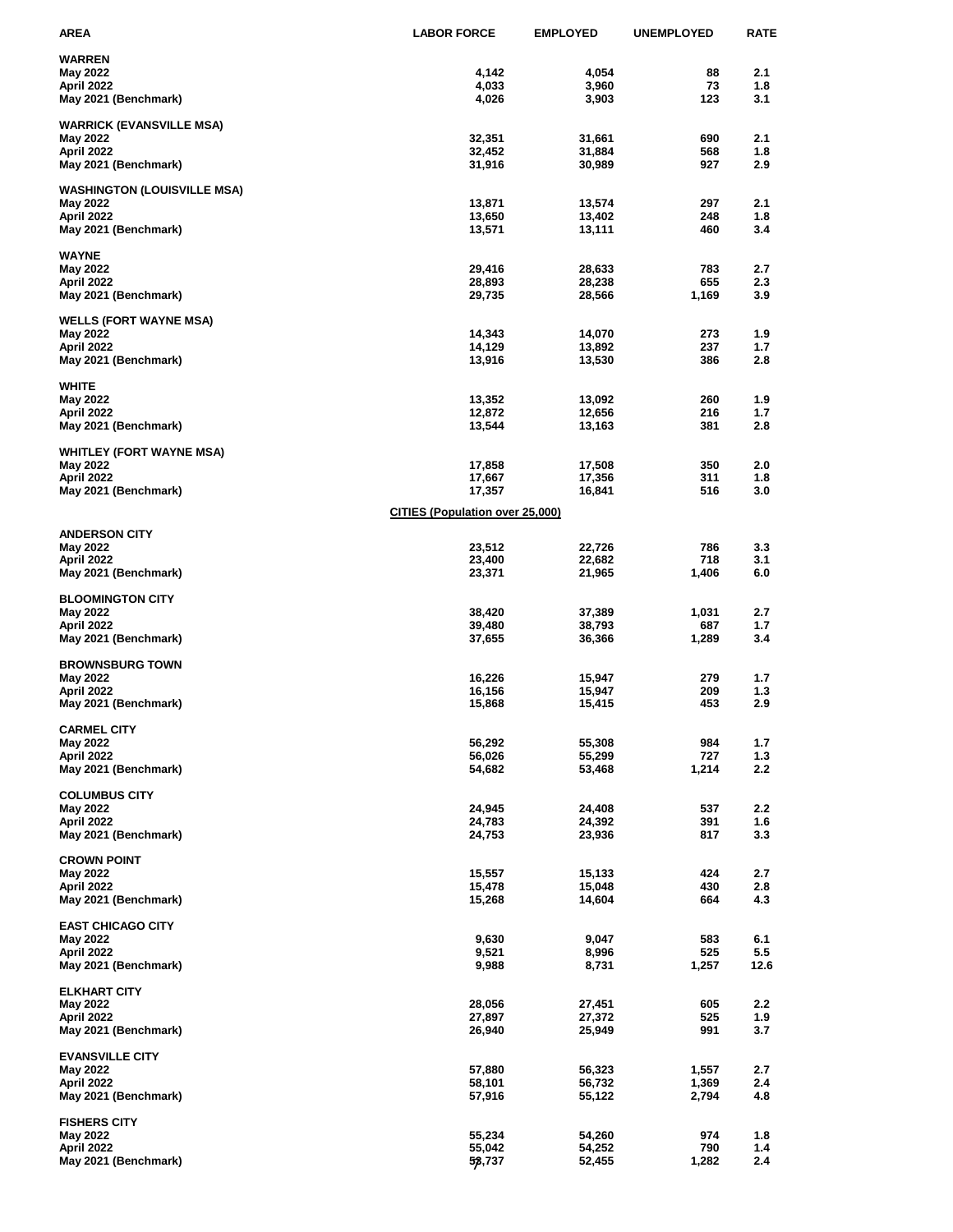| AREA | LABOR FORCE | EMPLOYED | UNEMPLOYED | RATE |
|---|---|---|---|---|
| **WARREN** | | | | |
| May 2022 | 4,142 | 4,054 | 88 | 2.1 |
| April 2022 | 4,033 | 3,960 | 73 | 1.8 |
| May 2021 (Benchmark) | 4,026 | 3,903 | 123 | 3.1 |
| **WARRICK (EVANSVILLE MSA)** | | | | |
| May 2022 | 32,351 | 31,661 | 690 | 2.1 |
| April 2022 | 32,452 | 31,884 | 568 | 1.8 |
| May 2021 (Benchmark) | 31,916 | 30,989 | 927 | 2.9 |
| **WASHINGTON (LOUISVILLE MSA)** | | | | |
| May 2022 | 13,871 | 13,574 | 297 | 2.1 |
| April 2022 | 13,650 | 13,402 | 248 | 1.8 |
| May 2021 (Benchmark) | 13,571 | 13,111 | 460 | 3.4 |
| **WAYNE** | | | | |
| May 2022 | 29,416 | 28,633 | 783 | 2.7 |
| April 2022 | 28,893 | 28,238 | 655 | 2.3 |
| May 2021 (Benchmark) | 29,735 | 28,566 | 1,169 | 3.9 |
| **WELLS (FORT WAYNE MSA)** | | | | |
| May 2022 | 14,343 | 14,070 | 273 | 1.9 |
| April 2022 | 14,129 | 13,892 | 237 | 1.7 |
| May 2021 (Benchmark) | 13,916 | 13,530 | 386 | 2.8 |
| **WHITE** | | | | |
| May 2022 | 13,352 | 13,092 | 260 | 1.9 |
| April 2022 | 12,872 | 12,656 | 216 | 1.7 |
| May 2021 (Benchmark) | 13,544 | 13,163 | 381 | 2.8 |
| **WHITLEY (FORT WAYNE MSA)** | | | | |
| May 2022 | 17,858 | 17,508 | 350 | 2.0 |
| April 2022 | 17,667 | 17,356 | 311 | 1.8 |
| May 2021 (Benchmark) | 17,357 | 16,841 | 516 | 3.0 |
| | **CITIES (Population over 25,000)** | | | |
| **ANDERSON CITY** | | | | |
| May 2022 | 23,512 | 22,726 | 786 | 3.3 |
| April 2022 | 23,400 | 22,682 | 718 | 3.1 |
| May 2021 (Benchmark) | 23,371 | 21,965 | 1,406 | 6.0 |
| **BLOOMINGTON CITY** | | | | |
| May 2022 | 38,420 | 37,389 | 1,031 | 2.7 |
| April 2022 | 39,480 | 38,793 | 687 | 1.7 |
| May 2021 (Benchmark) | 37,655 | 36,366 | 1,289 | 3.4 |
| **BROWNSBURG TOWN** | | | | |
| May 2022 | 16,226 | 15,947 | 279 | 1.7 |
| April 2022 | 16,156 | 15,947 | 209 | 1.3 |
| May 2021 (Benchmark) | 15,868 | 15,415 | 453 | 2.9 |
| **CARMEL CITY** | | | | |
| May 2022 | 56,292 | 55,308 | 984 | 1.7 |
| April 2022 | 56,026 | 55,299 | 727 | 1.3 |
| May 2021 (Benchmark) | 54,682 | 53,468 | 1,214 | 2.2 |
| **COLUMBUS CITY** | | | | |
| May 2022 | 24,945 | 24,408 | 537 | 2.2 |
| April 2022 | 24,783 | 24,392 | 391 | 1.6 |
| May 2021 (Benchmark) | 24,753 | 23,936 | 817 | 3.3 |
| **CROWN POINT** | | | | |
| May 2022 | 15,557 | 15,133 | 424 | 2.7 |
| April 2022 | 15,478 | 15,048 | 430 | 2.8 |
| May 2021 (Benchmark) | 15,268 | 14,604 | 664 | 4.3 |
| **EAST CHICAGO CITY** | | | | |
| May 2022 | 9,630 | 9,047 | 583 | 6.1 |
| April 2022 | 9,521 | 8,996 | 525 | 5.5 |
| May 2021 (Benchmark) | 9,988 | 8,731 | 1,257 | 12.6 |
| **ELKHART CITY** | | | | |
| May 2022 | 28,056 | 27,451 | 605 | 2.2 |
| April 2022 | 27,897 | 27,372 | 525 | 1.9 |
| May 2021 (Benchmark) | 26,940 | 25,949 | 991 | 3.7 |
| **EVANSVILLE CITY** | | | | |
| May 2022 | 57,880 | 56,323 | 1,557 | 2.7 |
| April 2022 | 58,101 | 56,732 | 1,369 | 2.4 |
| May 2021 (Benchmark) | 57,916 | 55,122 | 2,794 | 4.8 |
| **FISHERS CITY** | | | | |
| May 2022 | 55,234 | 54,260 | 974 | 1.8 |
| April 2022 | 55,042 | 54,252 | 790 | 1.4 |
| May 2021 (Benchmark) | 53,737 | 52,455 | 1,282 | 2.4 |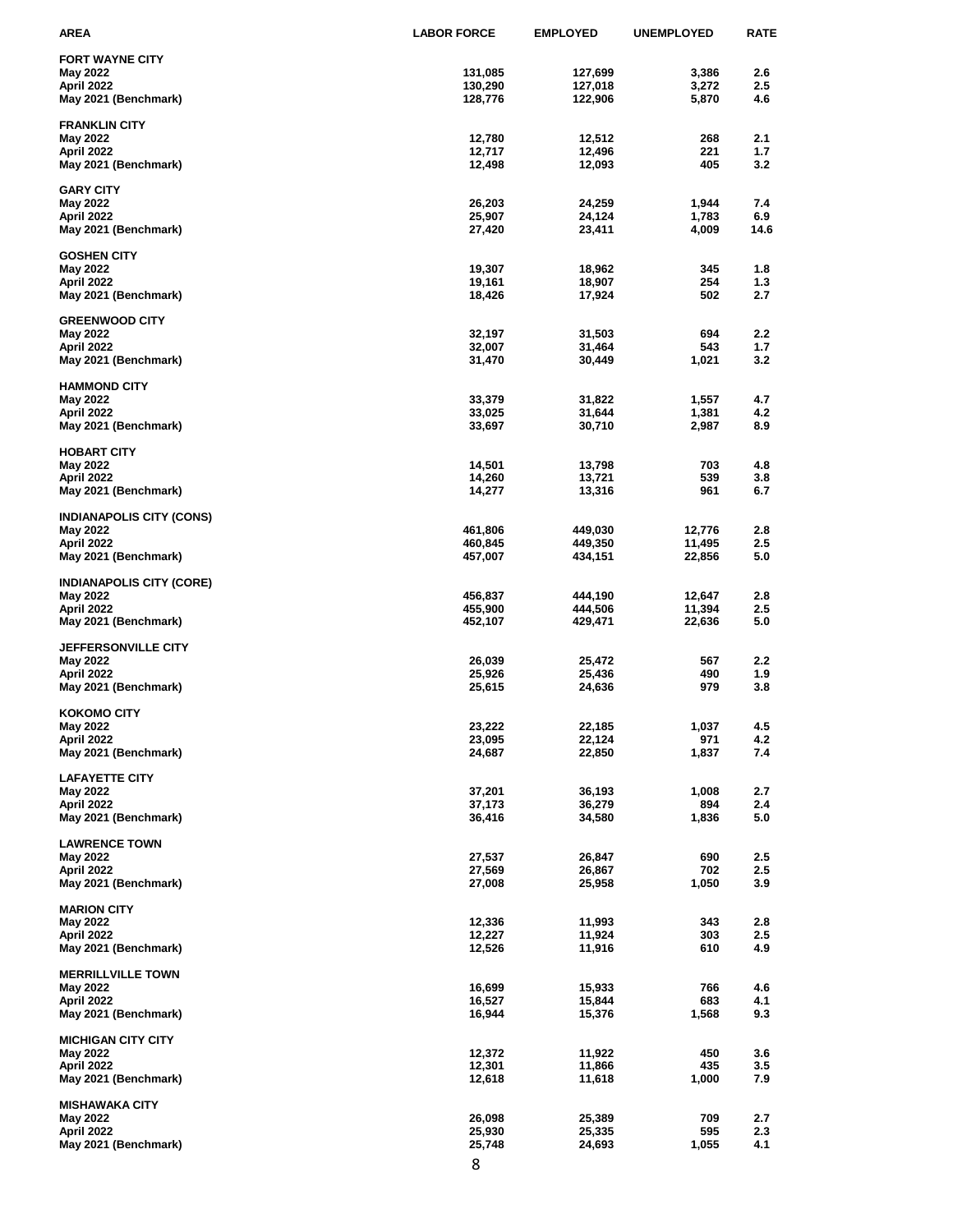| AREA | LABOR FORCE | EMPLOYED | UNEMPLOYED | RATE |
|---|---|---|---|---|
| **FORT WAYNE CITY** | | | | |
| May 2022 | 131,085 | 127,699 | 3,386 | 2.6 |
| April 2022 | 130,290 | 127,018 | 3,272 | 2.5 |
| May 2021 (Benchmark) | 128,776 | 122,906 | 5,870 | 4.6 |
| **FRANKLIN CITY** | | | | |
| May 2022 | 12,780 | 12,512 | 268 | 2.1 |
| April 2022 | 12,717 | 12,496 | 221 | 1.7 |
| May 2021 (Benchmark) | 12,498 | 12,093 | 405 | 3.2 |
| **GARY CITY** | | | | |
| May 2022 | 26,203 | 24,259 | 1,944 | 7.4 |
| April 2022 | 25,907 | 24,124 | 1,783 | 6.9 |
| May 2021 (Benchmark) | 27,420 | 23,411 | 4,009 | 14.6 |
| **GOSHEN CITY** | | | | |
| May 2022 | 19,307 | 18,962 | 345 | 1.8 |
| April 2022 | 19,161 | 18,907 | 254 | 1.3 |
| May 2021 (Benchmark) | 18,426 | 17,924 | 502 | 2.7 |
| **GREENWOOD CITY** | | | | |
| May 2022 | 32,197 | 31,503 | 694 | 2.2 |
| April 2022 | 32,007 | 31,464 | 543 | 1.7 |
| May 2021 (Benchmark) | 31,470 | 30,449 | 1,021 | 3.2 |
| **HAMMOND CITY** | | | | |
| May 2022 | 33,379 | 31,822 | 1,557 | 4.7 |
| April 2022 | 33,025 | 31,644 | 1,381 | 4.2 |
| May 2021 (Benchmark) | 33,697 | 30,710 | 2,987 | 8.9 |
| **HOBART CITY** | | | | |
| May 2022 | 14,501 | 13,798 | 703 | 4.8 |
| April 2022 | 14,260 | 13,721 | 539 | 3.8 |
| May 2021 (Benchmark) | 14,277 | 13,316 | 961 | 6.7 |
| **INDIANAPOLIS CITY (CONS)** | | | | |
| May 2022 | 461,806 | 449,030 | 12,776 | 2.8 |
| April 2022 | 460,845 | 449,350 | 11,495 | 2.5 |
| May 2021 (Benchmark) | 457,007 | 434,151 | 22,856 | 5.0 |
| **INDIANAPOLIS CITY (CORE)** | | | | |
| May 2022 | 456,837 | 444,190 | 12,647 | 2.8 |
| April 2022 | 455,900 | 444,506 | 11,394 | 2.5 |
| May 2021 (Benchmark) | 452,107 | 429,471 | 22,636 | 5.0 |
| **JEFFERSONVILLE CITY** | | | | |
| May 2022 | 26,039 | 25,472 | 567 | 2.2 |
| April 2022 | 25,926 | 25,436 | 490 | 1.9 |
| May 2021 (Benchmark) | 25,615 | 24,636 | 979 | 3.8 |
| **KOKOMO CITY** | | | | |
| May 2022 | 23,222 | 22,185 | 1,037 | 4.5 |
| April 2022 | 23,095 | 22,124 | 971 | 4.2 |
| May 2021 (Benchmark) | 24,687 | 22,850 | 1,837 | 7.4 |
| **LAFAYETTE CITY** | | | | |
| May 2022 | 37,201 | 36,193 | 1,008 | 2.7 |
| April 2022 | 37,173 | 36,279 | 894 | 2.4 |
| May 2021 (Benchmark) | 36,416 | 34,580 | 1,836 | 5.0 |
| **LAWRENCE TOWN** | | | | |
| May 2022 | 27,537 | 26,847 | 690 | 2.5 |
| April 2022 | 27,569 | 26,867 | 702 | 2.5 |
| May 2021 (Benchmark) | 27,008 | 25,958 | 1,050 | 3.9 |
| **MARION CITY** | | | | |
| May 2022 | 12,336 | 11,993 | 343 | 2.8 |
| April 2022 | 12,227 | 11,924 | 303 | 2.5 |
| May 2021 (Benchmark) | 12,526 | 11,916 | 610 | 4.9 |
| **MERRILLVILLE TOWN** | | | | |
| May 2022 | 16,699 | 15,933 | 766 | 4.6 |
| April 2022 | 16,527 | 15,844 | 683 | 4.1 |
| May 2021 (Benchmark) | 16,944 | 15,376 | 1,568 | 9.3 |
| **MICHIGAN CITY CITY** | | | | |
| May 2022 | 12,372 | 11,922 | 450 | 3.6 |
| April 2022 | 12,301 | 11,866 | 435 | 3.5 |
| May 2021 (Benchmark) | 12,618 | 11,618 | 1,000 | 7.9 |
| **MISHAWAKA CITY** | | | | |
| May 2022 | 26,098 | 25,389 | 709 | 2.7 |
| April 2022 | 25,930 | 25,335 | 595 | 2.3 |
| May 2021 (Benchmark) | 25,748 | 24,693 | 1,055 | 4.1 |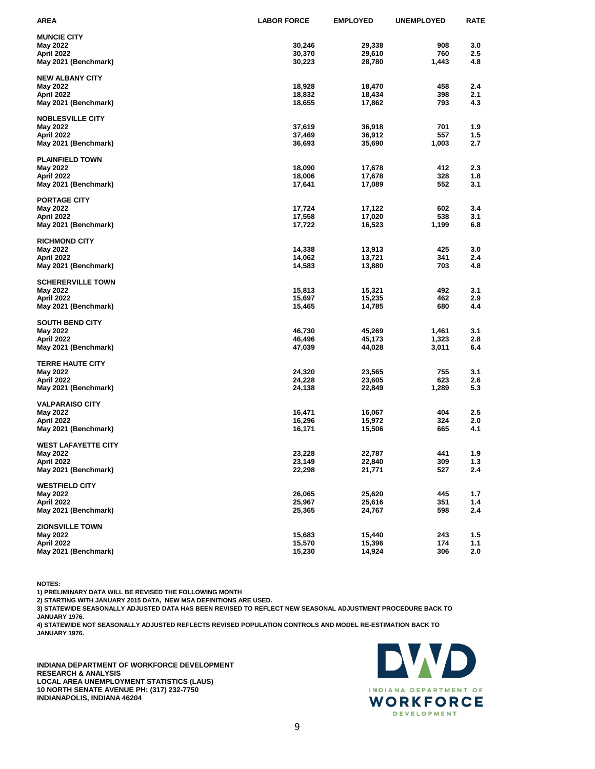| AREA | LABOR FORCE | EMPLOYED | UNEMPLOYED | RATE |
|---|---|---|---|---|
| **MUNCIE CITY** | | | | |
| May 2022 | 30,246 | 29,338 | 908 | 3.0 |
| April 2022 | 30,370 | 29,610 | 760 | 2.5 |
| May 2021 (Benchmark) | 30,223 | 28,780 | 1,443 | 4.8 |
| **NEW ALBANY CITY** | | | | |
| May 2022 | 18,928 | 18,470 | 458 | 2.4 |
| April 2022 | 18,832 | 18,434 | 398 | 2.1 |
| May 2021 (Benchmark) | 18,655 | 17,862 | 793 | 4.3 |
| **NOBLESVILLE CITY** | | | | |
| May 2022 | 37,619 | 36,918 | 701 | 1.9 |
| April 2022 | 37,469 | 36,912 | 557 | 1.5 |
| May 2021 (Benchmark) | 36,693 | 35,690 | 1,003 | 2.7 |
| **PLAINFIELD TOWN** | | | | |
| May 2022 | 18,090 | 17,678 | 412 | 2.3 |
| April 2022 | 18,006 | 17,678 | 328 | 1.8 |
| May 2021 (Benchmark) | 17,641 | 17,089 | 552 | 3.1 |
| **PORTAGE CITY** | | | | |
| May 2022 | 17,724 | 17,122 | 602 | 3.4 |
| April 2022 | 17,558 | 17,020 | 538 | 3.1 |
| May 2021 (Benchmark) | 17,722 | 16,523 | 1,199 | 6.8 |
| **RICHMOND CITY** | | | | |
| May 2022 | 14,338 | 13,913 | 425 | 3.0 |
| April 2022 | 14,062 | 13,721 | 341 | 2.4 |
| May 2021 (Benchmark) | 14,583 | 13,880 | 703 | 4.8 |
| **SCHERERVILLE TOWN** | | | | |
| May 2022 | 15,813 | 15,321 | 492 | 3.1 |
| April 2022 | 15,697 | 15,235 | 462 | 2.9 |
| May 2021 (Benchmark) | 15,465 | 14,785 | 680 | 4.4 |
| **SOUTH BEND CITY** | | | | |
| May 2022 | 46,730 | 45,269 | 1,461 | 3.1 |
| April 2022 | 46,496 | 45,173 | 1,323 | 2.8 |
| May 2021 (Benchmark) | 47,039 | 44,028 | 3,011 | 6.4 |
| **TERRE HAUTE CITY** | | | | |
| May 2022 | 24,320 | 23,565 | 755 | 3.1 |
| April 2022 | 24,228 | 23,605 | 623 | 2.6 |
| May 2021 (Benchmark) | 24,138 | 22,849 | 1,289 | 5.3 |
| **VALPARAISO CITY** | | | | |
| May 2022 | 16,471 | 16,067 | 404 | 2.5 |
| April 2022 | 16,296 | 15,972 | 324 | 2.0 |
| May 2021 (Benchmark) | 16,171 | 15,506 | 665 | 4.1 |
| **WEST LAFAYETTE CITY** | | | | |
| May 2022 | 23,228 | 22,787 | 441 | 1.9 |
| April 2022 | 23,149 | 22,840 | 309 | 1.3 |
| May 2021 (Benchmark) | 22,298 | 21,771 | 527 | 2.4 |
| **WESTFIELD CITY** | | | | |
| May 2022 | 26,065 | 25,620 | 445 | 1.7 |
| April 2022 | 25,967 | 25,616 | 351 | 1.4 |
| May 2021 (Benchmark) | 25,365 | 24,767 | 598 | 2.4 |
| **ZIONSVILLE TOWN** | | | | |
| May 2022 | 15,683 | 15,440 | 243 | 1.5 |
| April 2022 | 15,570 | 15,396 | 174 | 1.1 |
| May 2021 (Benchmark) | 15,230 | 14,924 | 306 | 2.0 |

NOTES:

1) PRELIMINARY DATA WILL BE REVISED THE FOLLOWING MONTH

2) STARTING WITH JANUARY 2015 DATA, NEW MSA DEFINITIONS ARE USED.

3) STATEWIDE SEASONALLY ADJUSTED DATA HAS BEEN REVISED TO REFLECT NEW SEASONAL ADJUSTMENT PROCEDURE BACK TO JANUARY 1976.

4) STATEWIDE NOT SEASONALLY ADJUSTED REFLECTS REVISED POPULATION CONTROLS AND MODEL RE-ESTIMATION BACK TO JANUARY 1976.

INDIANA DEPARTMENT OF WORKFORCE DEVELOPMENT
RESEARCH & ANALYSIS
LOCAL AREA UNEMPLOYMENT STATISTICS (LAUS)
10 NORTH SENATE AVENUE PH: (317) 232-7750
INDIANAPOLIS, INDIANA 46204

DWD
INDIANA DEPARTMENT OF
WORKFORCE
DEVELOPMENT